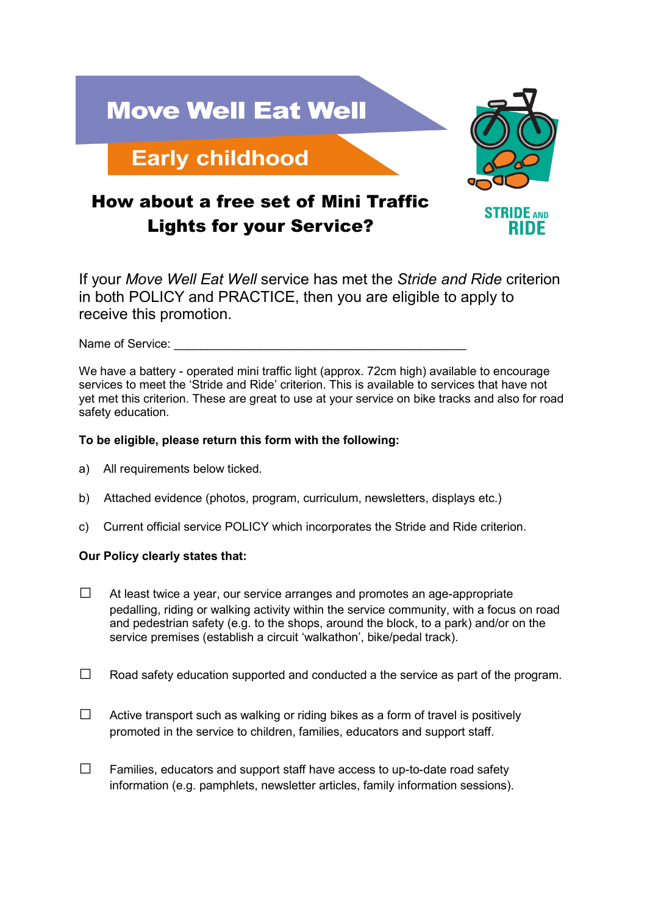# Move Well Eat Well

## Early childhood

STRIDE AND RIDE

## How about a free set of Mini Traffic Lights for your Service?

If your *Move Well Eat Well* service has met the *Stride and Ride* criterion in both POLICY and PRACTICE, then you are eligible to apply to receive this promotion.

Name of Service: ___________________________________________

We have a battery - operated mini traffic light (approx. 72cm high) available to encourage services to meet the 'Stride and Ride' criterion. This is available to services that have not yet met this criterion. These are great to use at your service on bike tracks and also for road safety education.

**To be eligible, please return this form with the following:**

a) All requirements below ticked.

b) Attached evidence (photos, program, curriculum, newsletters, displays etc.)

c) Current official service POLICY which incorporates the Stride and Ride criterion.

**Our Policy clearly states that:**

☐ At least twice a year, our service arranges and promotes an age-appropriate pedalling, riding or walking activity within the service community, with a focus on road and pedestrian safety (e.g. to the shops, around the block, to a park) and/or on the service premises (establish a circuit 'walkathon', bike/pedal track).

☐ Road safety education supported and conducted a the service as part of the program.

☐ Active transport such as walking or riding bikes as a form of travel is positively promoted in the service to children, families, educators and support staff.

☐ Families, educators and support staff have access to up-to-date road safety information (e.g. pamphlets, newsletter articles, family information sessions).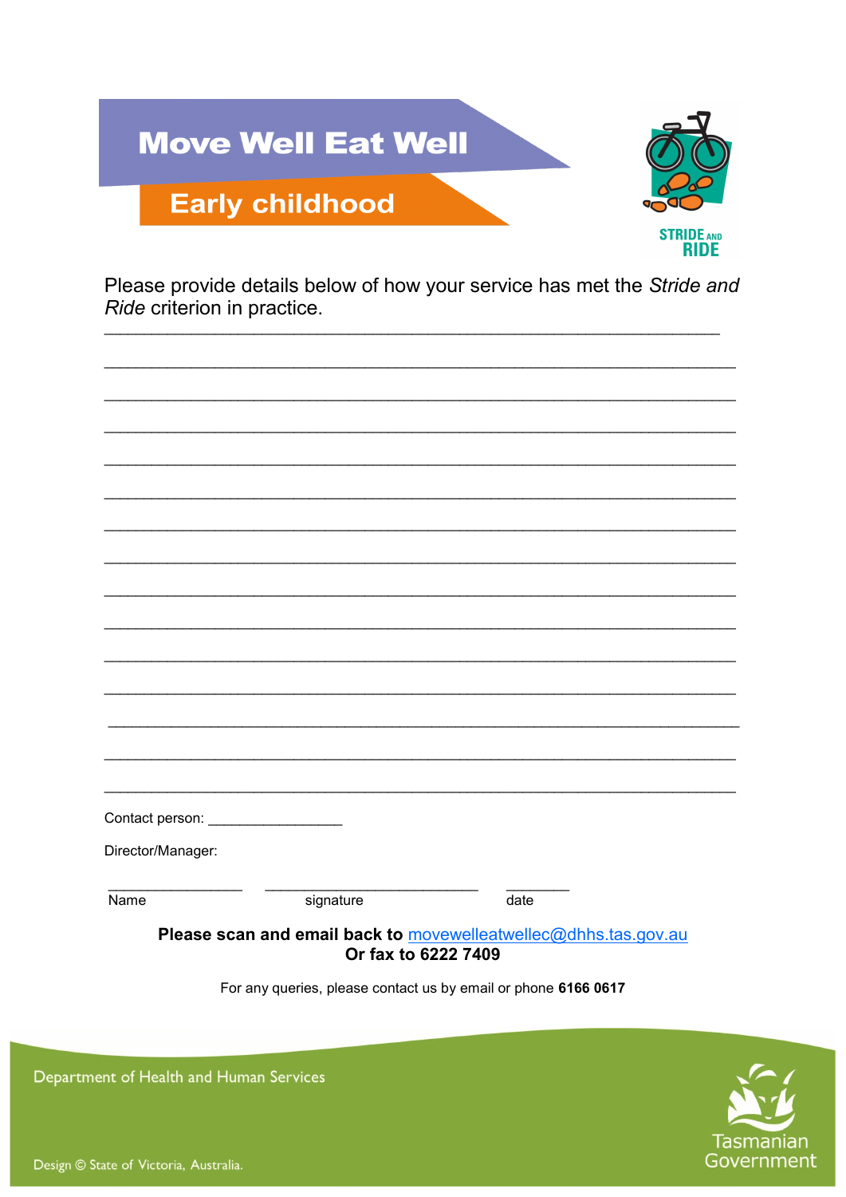# Move Well Eat Well

## Early childhood

STRIDE AND RIDE

Please provide details below of how your service has met the *Stride and Ride* criterion in practice.

________________________________________________________________

________________________________________________________________

________________________________________________________________

________________________________________________________________

________________________________________________________________

________________________________________________________________

________________________________________________________________

________________________________________________________________

________________________________________________________________

________________________________________________________________

________________________________________________________________

________________________________________________________________

________________________________________________________________

________________________________________________________________

________________________________________________________________

Contact person: _________________

Director/Manager:

_________________ ___________________________ ________

Name signature date

**Please scan and email back to** movewelleatwellec@dhhs.tas.gov.au
**Or fax to 6222 7409**

For any queries, please contact us by email or phone **6166 0617**

Department of Health and Human Services

Design © State of Victoria, Australia.

Tasmanian Government